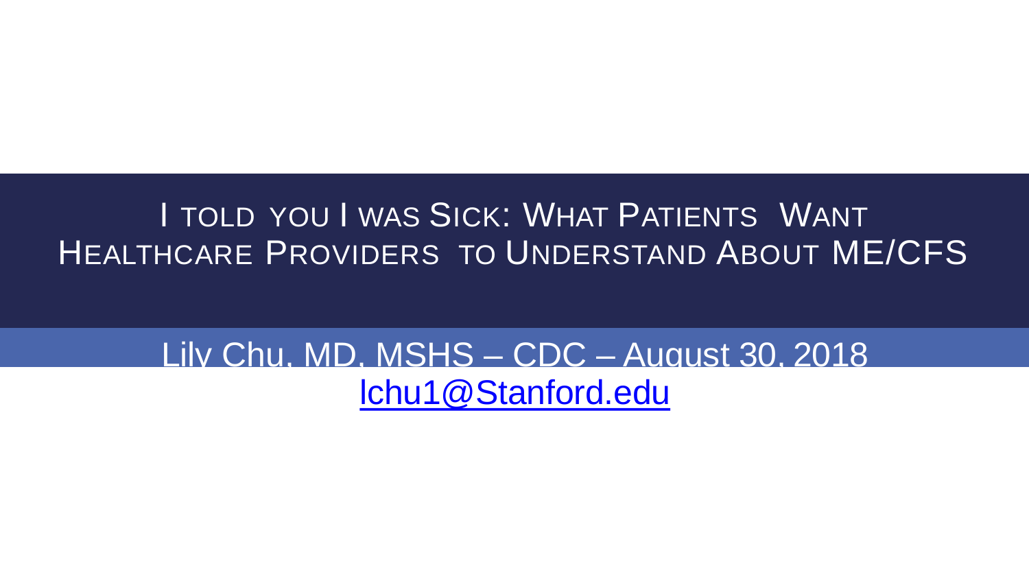# I TOLD YOU I WAS SICK: WHAT PATIENTS WANT HEALTHCARE PROVIDERS TO UNDERSTAND ABOUT ME/CFS

Lily Chu, MD, MSHS – CDC – August 30, 2018

lchu1@Stanford.edu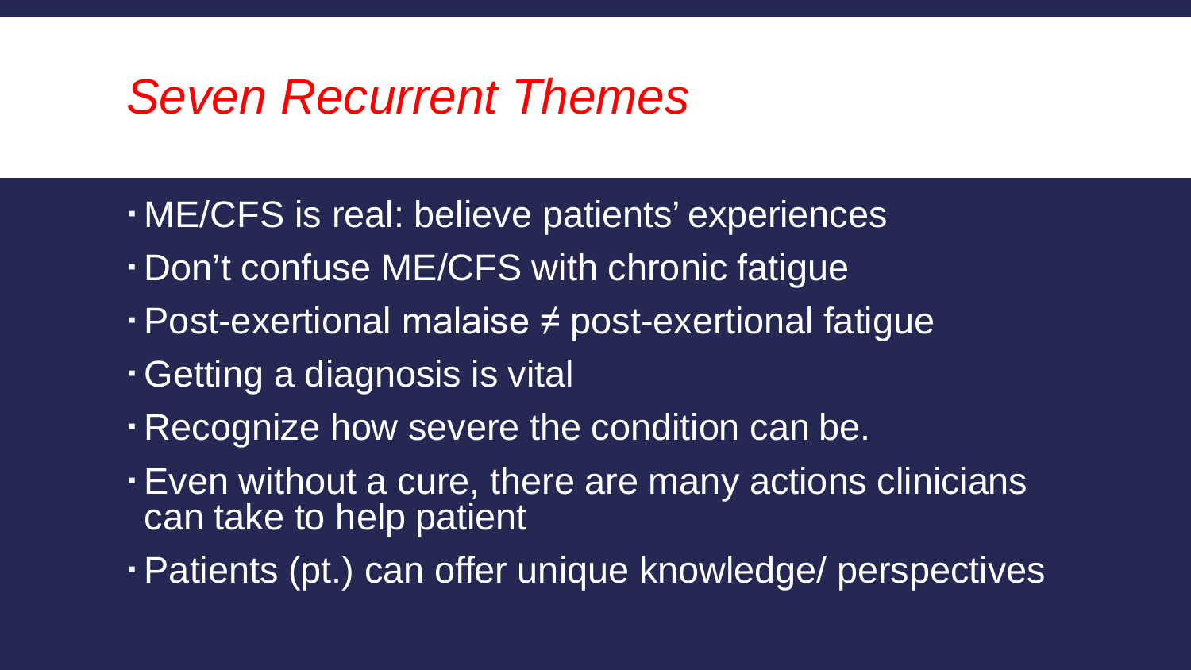# *Seven Recurrent Themes*

- ME/CFS is real: believe patients' experiences
- Don't confuse ME/CFS with chronic fatigue
- Post-exertional malaise ≠ post-exertional fatigue
- Getting a diagnosis is vital
- Recognize how severe the condition can be.
- Even without a cure, there are many actions clinicians can take to help patient
- Patients (pt.) can offer unique knowledge/ perspectives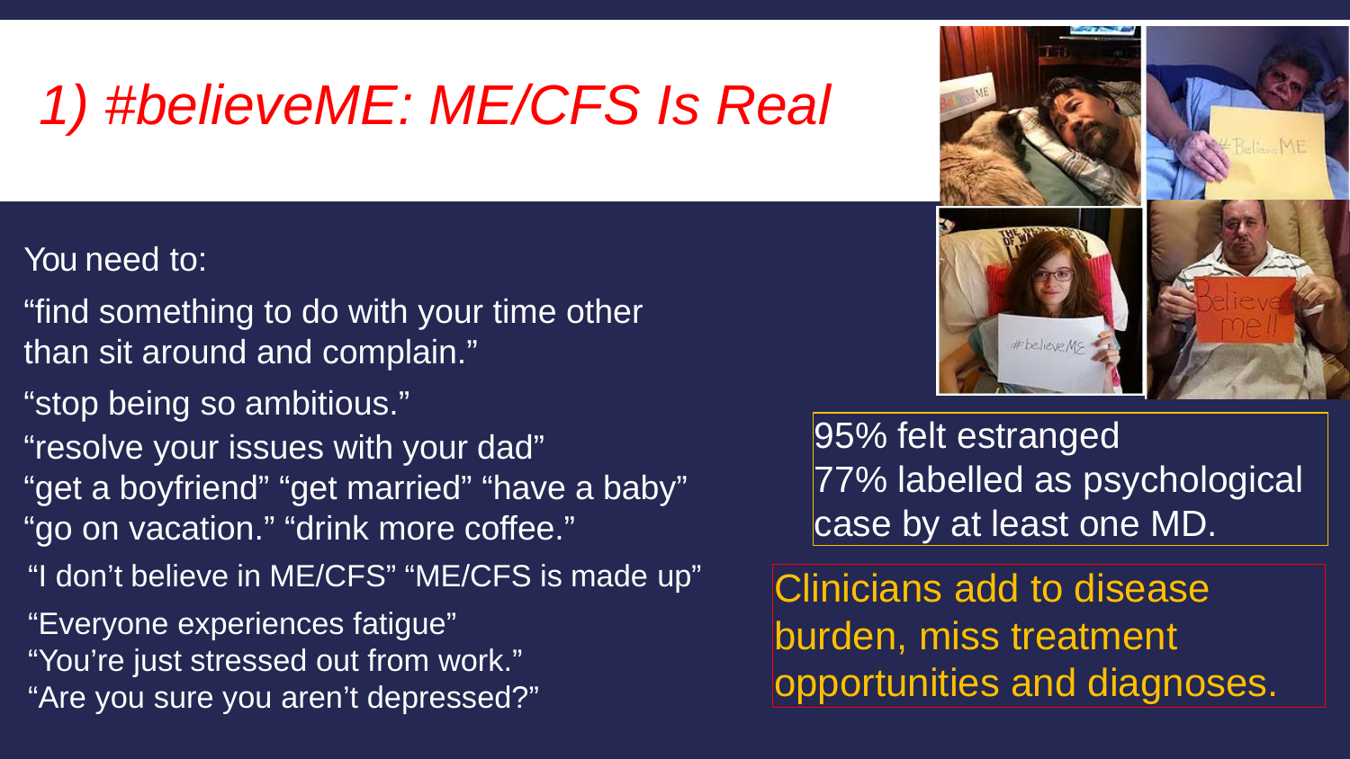# *1) #believeME: ME/CFS Is Real*

You need to:

"find something to do with your time other than sit around and complain."

"stop being so ambitious."

"resolve your issues with your dad"

"get a boyfriend" "get married" "have a baby"

"go on vacation." "drink more coffee."

"I don't believe in ME/CFS" "ME/CFS is made up"

"Everyone experiences fatigue"

"You're just stressed out from work."

"Are you sure you aren't depressed?"

95% felt estranged
77% labelled as psychological case by at least one MD.

Clinicians add to disease burden, miss treatment opportunities and diagnoses.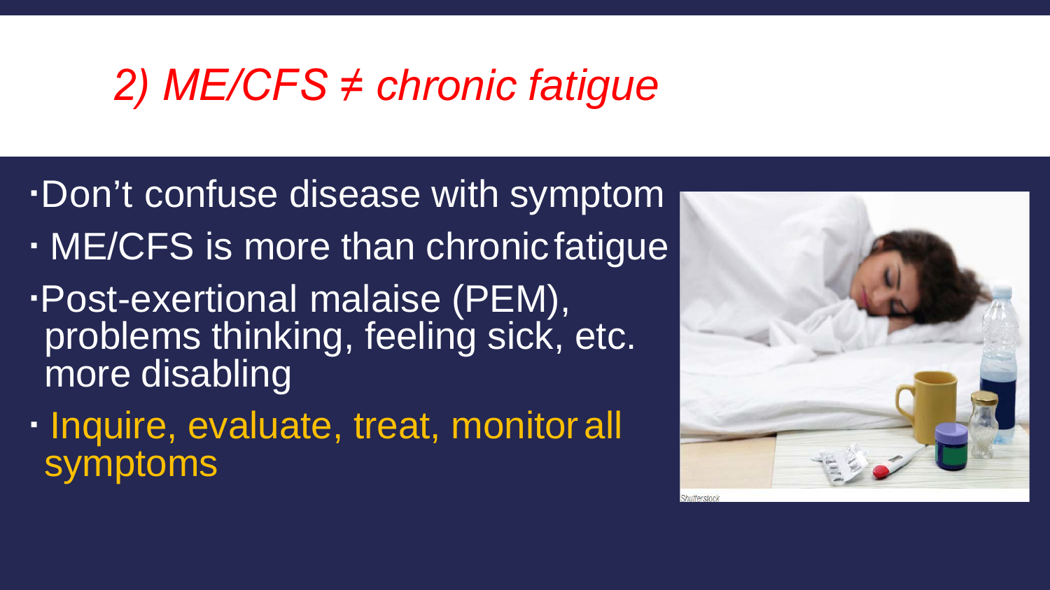## *2) ME/CFS ≠ chronic fatigue*

- Don’t confuse disease with symptom
- ME/CFS is more than chronic fatigue
- Post-exertional malaise (PEM), problems thinking, feeling sick, etc. more disabling
- Inquire, evaluate, treat, monitor all symptoms

Shutterstock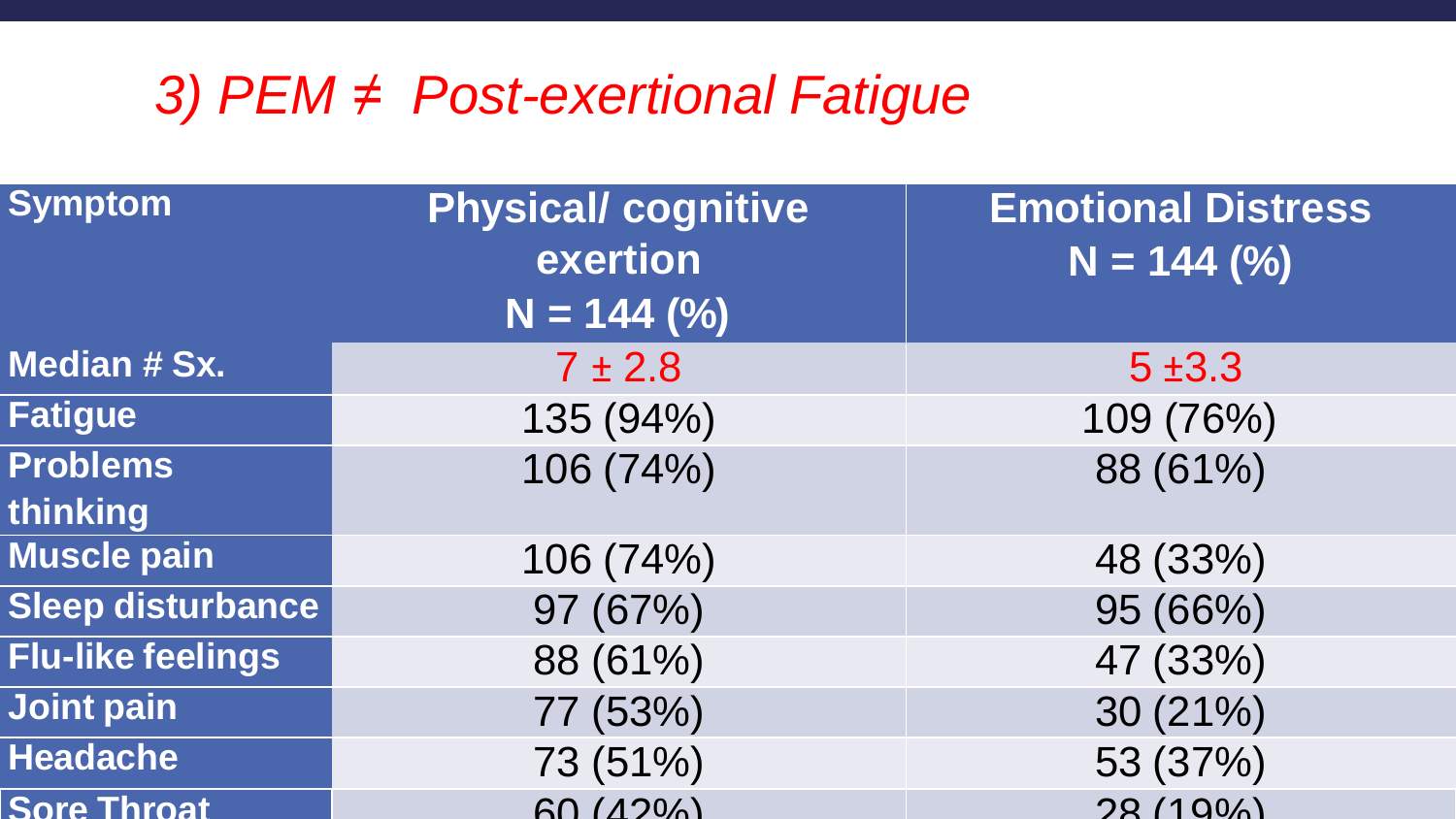# *3) PEM ≠ Post-exertional Fatigue*

| Symptom | Physical/ cognitive exertion N = 144 (%) | Emotional Distress N = 144 (%) |
| --- | --- | --- |
| Median # Sx. | 7 ± 2.8 | 5 ±3.3 |
| Fatigue | 135 (94%) | 109 (76%) |
| Problems thinking | 106 (74%) | 88 (61%) |
| Muscle pain | 106 (74%) | 48 (33%) |
| Sleep disturbance | 97 (67%) | 95 (66%) |
| Flu-like feelings | 88 (61%) | 47 (33%) |
| Joint pain | 77 (53%) | 30 (21%) |
| Headache | 73 (51%) | 53 (37%) |
| Sore Throat | 60 (42%) | 28 (19%) |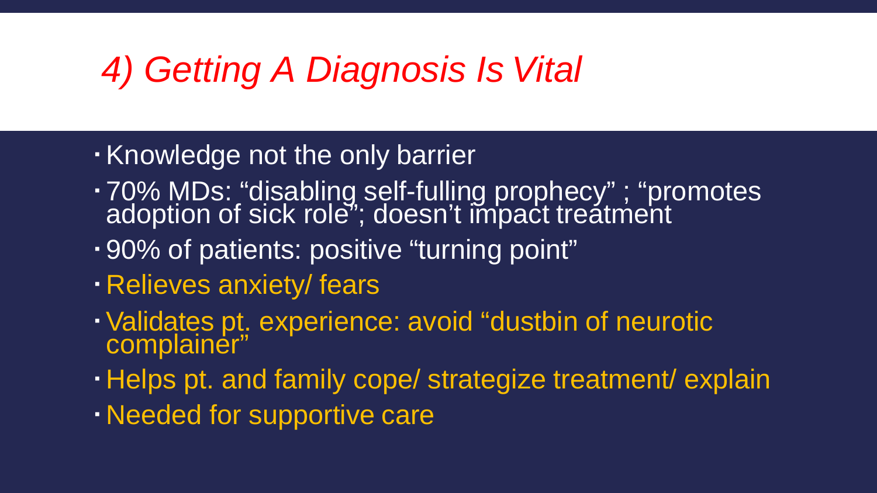# *4) Getting A Diagnosis Is Vital*

- Knowledge not the only barrier
- 70% MDs: "disabling self-fulling prophecy" ; "promotes adoption of sick role"; doesn't impact treatment
- 90% of patients: positive "turning point"
- Relieves anxiety/ fears
- Validates pt. experience: avoid "dustbin of neurotic complainer"
- Helps pt. and family cope/ strategize treatment/ explain
- Needed for supportive care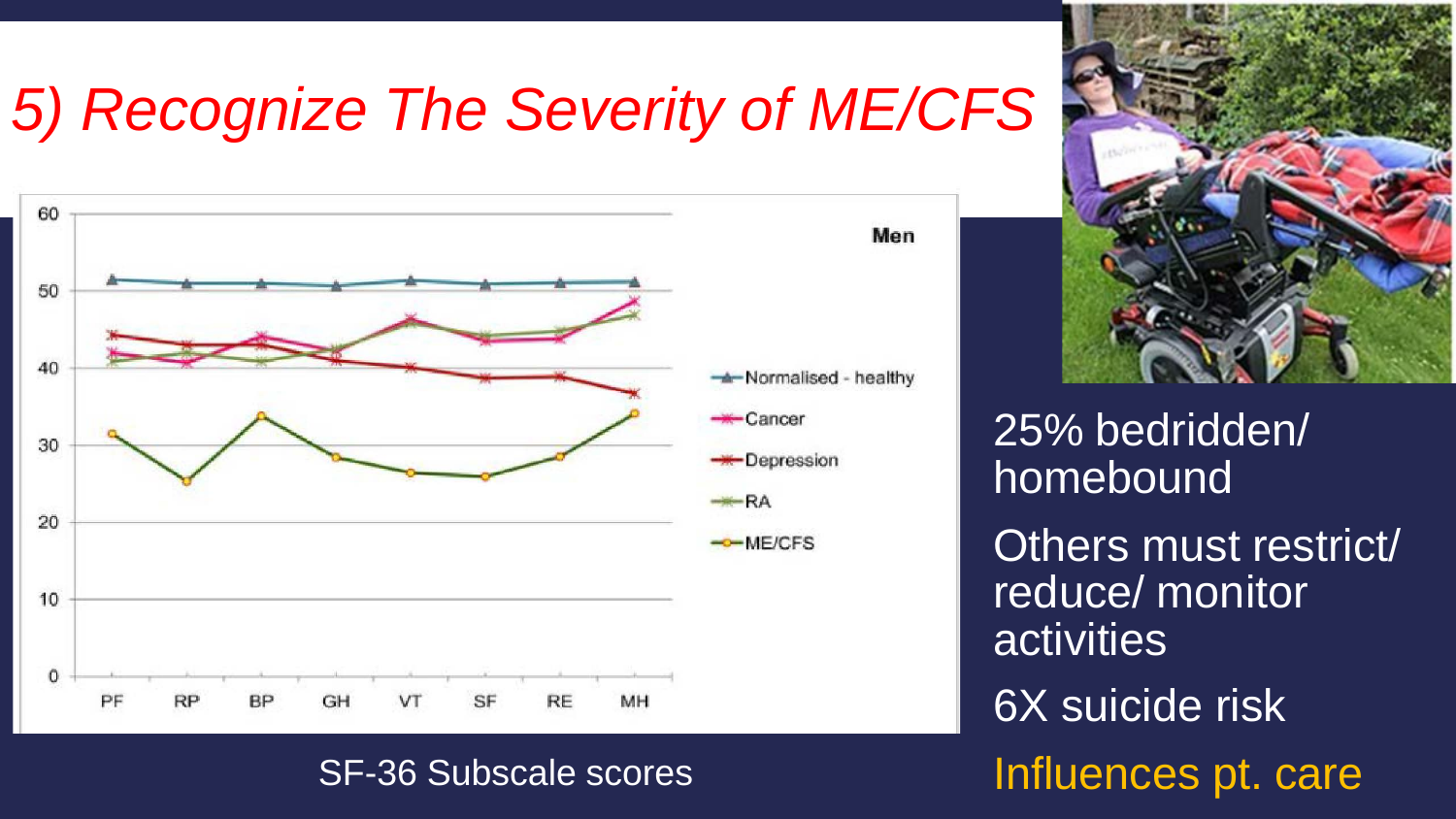# 5) Recognize The Severity of ME/CFS

SF-36 Subscale scores

25% bedridden/ homebound

Others must restrict/ reduce/ monitor activities

6X suicide risk

Influences pt. care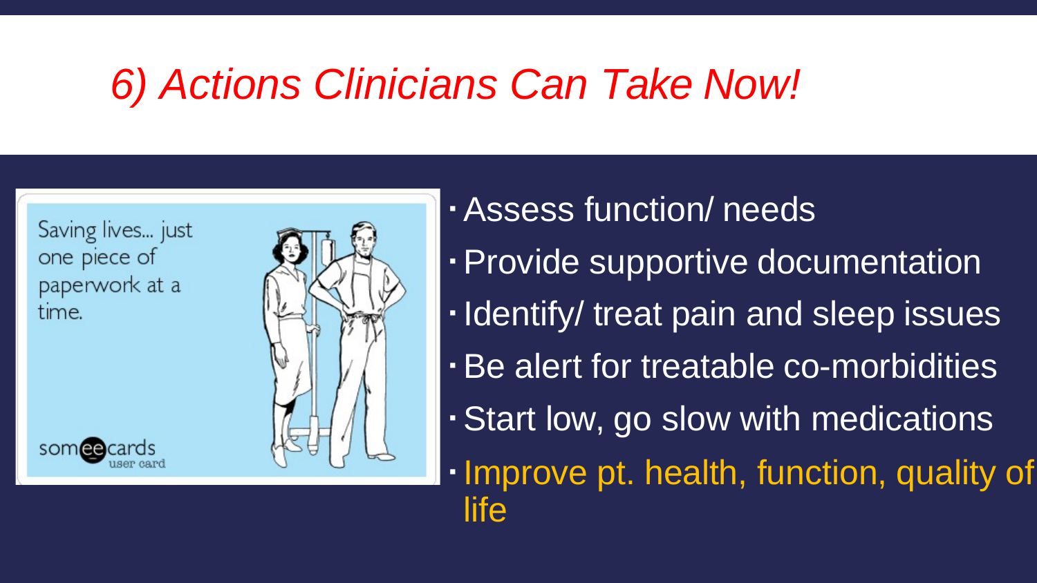# *6) Actions Clinicians Can Take Now!*

- Assess function/ needs
- Provide supportive documentation
- Identify/ treat pain and sleep issues
- Be alert for treatable co-morbidities
- Start low, go slow with medications
- Improve pt. health, function, quality of life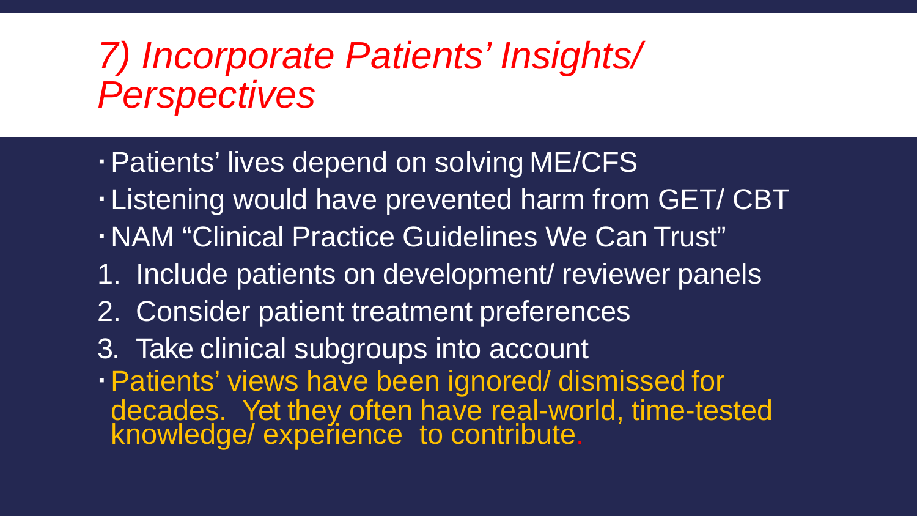# *7) Incorporate Patients' Insights/ Perspectives*

- Patients' lives depend on solving ME/CFS
- Listening would have prevented harm from GET/ CBT
- NAM "Clinical Practice Guidelines We Can Trust"

1. Include patients on development/ reviewer panels
2. Consider patient treatment preferences
3. Take clinical subgroups into account

- Patients' views have been ignored/ dismissed for decades. Yet they often have real-world, time-tested knowledge/ experience to contribute.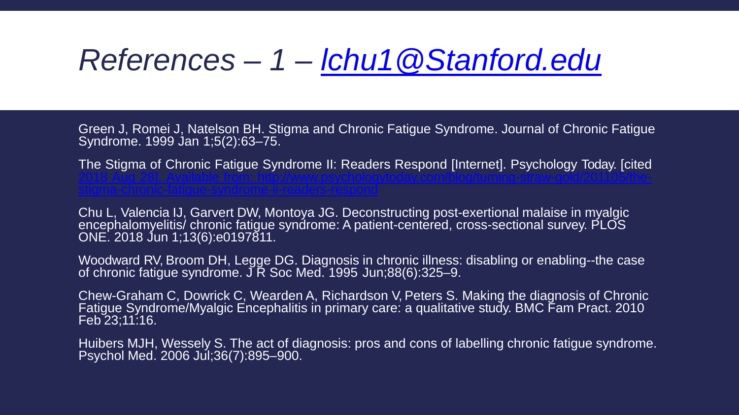# *References – 1 – [lchu1@Stanford.edu](mailto:lchu1@Stanford.edu)*

Green J, Romei J, Natelson BH. Stigma and Chronic Fatigue Syndrome. Journal of Chronic Fatigue Syndrome. 1999 Jan 1;5(2):63–75.

The Stigma of Chronic Fatigue Syndrome II: Readers Respond [Internet]. Psychology Today. [cited 2018 Aug 28]. Available from: http://www.psychologytoday.com/blog/turning-straw-gold/201105/the-stigma-chronic-fatigue-syndrome-ii-readers-respond

Chu L, Valencia IJ, Garvert DW, Montoya JG. Deconstructing post-exertional malaise in myalgic encephalomyelitis/ chronic fatigue syndrome: A patient-centered, cross-sectional survey. PLOS ONE. 2018 Jun 1;13(6):e0197811.

Woodward RV, Broom DH, Legge DG. Diagnosis in chronic illness: disabling or enabling--the case of chronic fatigue syndrome. J R Soc Med. 1995 Jun;88(6):325–9.

Chew-Graham C, Dowrick C, Wearden A, Richardson V, Peters S. Making the diagnosis of Chronic Fatigue Syndrome/Myalgic Encephalitis in primary care: a qualitative study. BMC Fam Pract. 2010 Feb 23;11:16.

Huibers MJH, Wessely S. The act of diagnosis: pros and cons of labelling chronic fatigue syndrome. Psychol Med. 2006 Jul;36(7):895–900.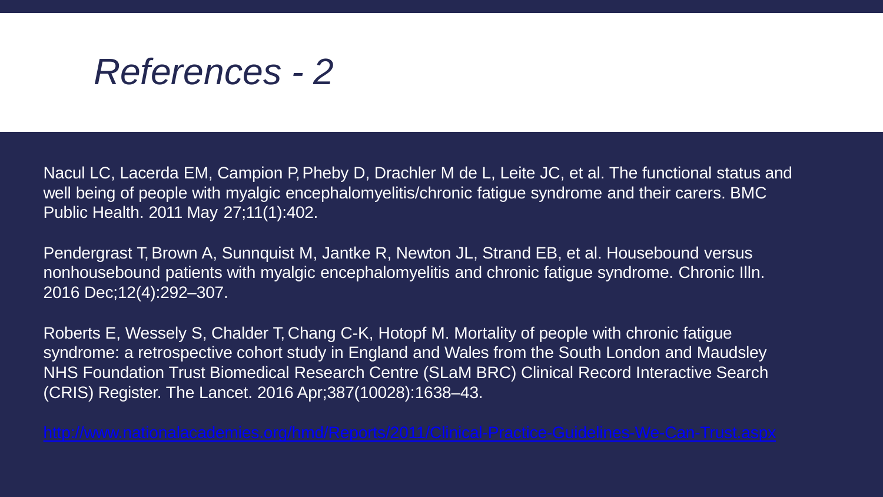# *References - 2*

Nacul LC, Lacerda EM, Campion P, Pheby D, Drachler M de L, Leite JC, et al. The functional status and well being of people with myalgic encephalomyelitis/chronic fatigue syndrome and their carers. BMC Public Health. 2011 May 27;11(1):402.

Pendergrast T, Brown A, Sunnquist M, Jantke R, Newton JL, Strand EB, et al. Housebound versus nonhousebound patients with myalgic encephalomyelitis and chronic fatigue syndrome. Chronic Illn. 2016 Dec;12(4):292–307.

Roberts E, Wessely S, Chalder T, Chang C-K, Hotopf M. Mortality of people with chronic fatigue syndrome: a retrospective cohort study in England and Wales from the South London and Maudsley NHS Foundation Trust Biomedical Research Centre (SLaM BRC) Clinical Record Interactive Search (CRIS) Register. The Lancet. 2016 Apr;387(10028):1638–43.

[http://www.nationalacademies.org/hmd/Reports/2011/Clinical-Practice-Guidelines-We-Can-Trust.aspx](http://www.nationalacademies.org/hmd/Reports/2011/Clinical-Practice-Guidelines-We-Can-Trust.aspx)